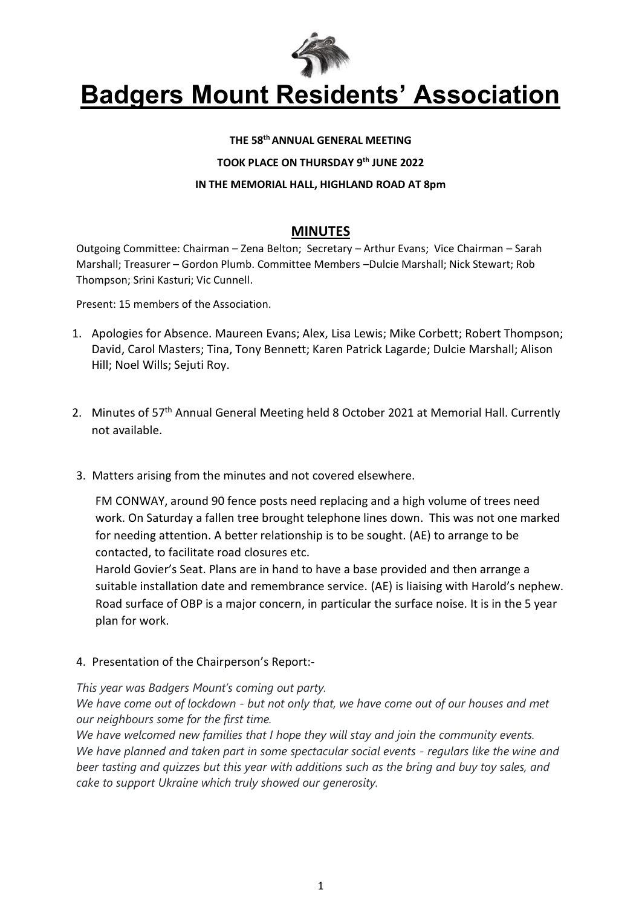# Badgers Mount Residents' Association

**THE 58th ANNUAL GENERAL MEETING**

**TOOK PLACE ON THURSDAY 9th JUNE 2022**

**IN THE MEMORIAL HALL, HIGHLAND ROAD AT 8pm**

## MINUTES

Outgoing Committee: Chairman – Zena Belton; Secretary – Arthur Evans; Vice Chairman – Sarah Marshall; Treasurer – Gordon Plumb. Committee Members –Dulcie Marshall; Nick Stewart; Rob Thompson; Srini Kasturi; Vic Cunnell.

Present: 15 members of the Association.

1. Apologies for Absence. Maureen Evans; Alex, Lisa Lewis; Mike Corbett; Robert Thompson; David, Carol Masters; Tina, Tony Bennett; Karen Patrick Lagarde; Dulcie Marshall; Alison Hill; Noel Wills; Sejuti Roy.

2. Minutes of 57th Annual General Meeting held 8 October 2021 at Memorial Hall. Currently not available.

3. Matters arising from the minutes and not covered elsewhere.

   FM CONWAY, around 90 fence posts need replacing and a high volume of trees need work. On Saturday a fallen tree brought telephone lines down. This was not one marked for needing attention. A better relationship is to be sought. (AE) to arrange to be contacted, to facilitate road closures etc.
   Harold Govier's Seat. Plans are in hand to have a base provided and then arrange a suitable installation date and remembrance service. (AE) is liaising with Harold's nephew.
   Road surface of OBP is a major concern, in particular the surface noise. It is in the 5 year plan for work.

4. Presentation of the Chairperson's Report:-

*This year was Badgers Mount's coming out party.*
*We have come out of lockdown - but not only that, we have come out of our houses and met our neighbours some for the first time.*
*We have welcomed new families that I hope they will stay and join the community events.*
*We have planned and taken part in some spectacular social events - regulars like the wine and beer tasting and quizzes but this year with additions such as the bring and buy toy sales, and cake to support Ukraine which truly showed our generosity.*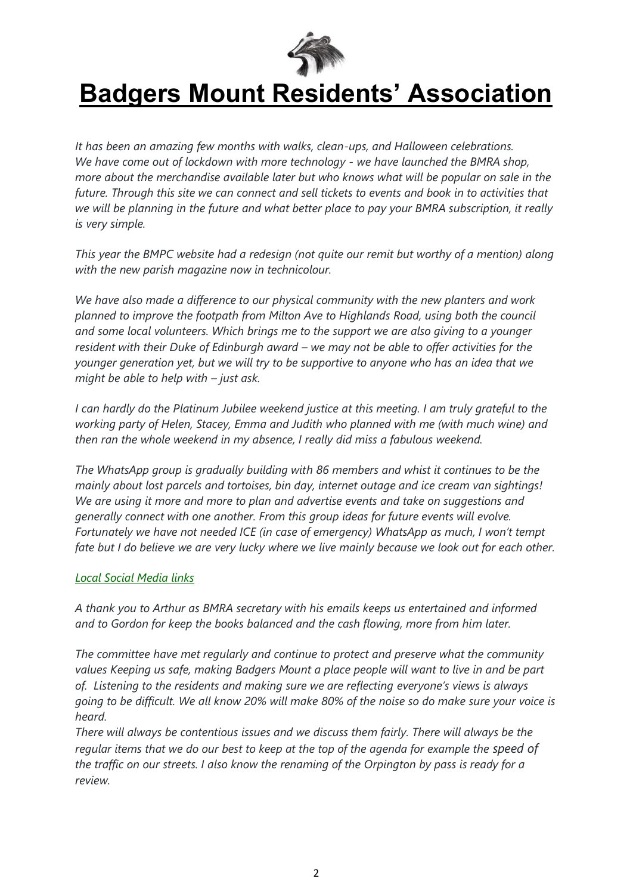# Badgers Mount Residents' Association

*It has been an amazing few months with walks, clean-ups, and Halloween celebrations. We have come out of lockdown with more technology - we have launched the BMRA shop, more about the merchandise available later but who knows what will be popular on sale in the future. Through this site we can connect and sell tickets to events and book in to activities that we will be planning in the future and what better place to pay your BMRA subscription, it really is very simple.*

*This year the BMPC website had a redesign (not quite our remit but worthy of a mention) along with the new parish magazine now in technicolour.*

*We have also made a difference to our physical community with the new planters and work planned to improve the footpath from Milton Ave to Highlands Road, using both the council and some local volunteers. Which brings me to the support we are also giving to a younger resident with their Duke of Edinburgh award – we may not be able to offer activities for the younger generation yet, but we will try to be supportive to anyone who has an idea that we might be able to help with – just ask.*

*I can hardly do the Platinum Jubilee weekend justice at this meeting. I am truly grateful to the working party of Helen, Stacey, Emma and Judith who planned with me (with much wine) and then ran the whole weekend in my absence, I really did miss a fabulous weekend.*

*The WhatsApp group is gradually building with 86 members and whist it continues to be the mainly about lost parcels and tortoises, bin day, internet outage and ice cream van sightings! We are using it more and more to plan and advertise events and take on suggestions and generally connect with one another. From this group ideas for future events will evolve. Fortunately we have not needed ICE (in case of emergency) WhatsApp as much, I won't tempt fate but I do believe we are very lucky where we live mainly because we look out for each other.*

*Local Social Media links*

*A thank you to Arthur as BMRA secretary with his emails keeps us entertained and informed and to Gordon for keep the books balanced and the cash flowing, more from him later.*

*The committee have met regularly and continue to protect and preserve what the community values Keeping us safe, making Badgers Mount a place people will want to live in and be part of. Listening to the residents and making sure we are reflecting everyone's views is always going to be difficult. We all know 20% will make 80% of the noise so do make sure your voice is heard.*

*There will always be contentious issues and we discuss them fairly. There will always be the regular items that we do our best to keep at the top of the agenda for example the speed of the traffic on our streets. I also know the renaming of the Orpington by pass is ready for a review.*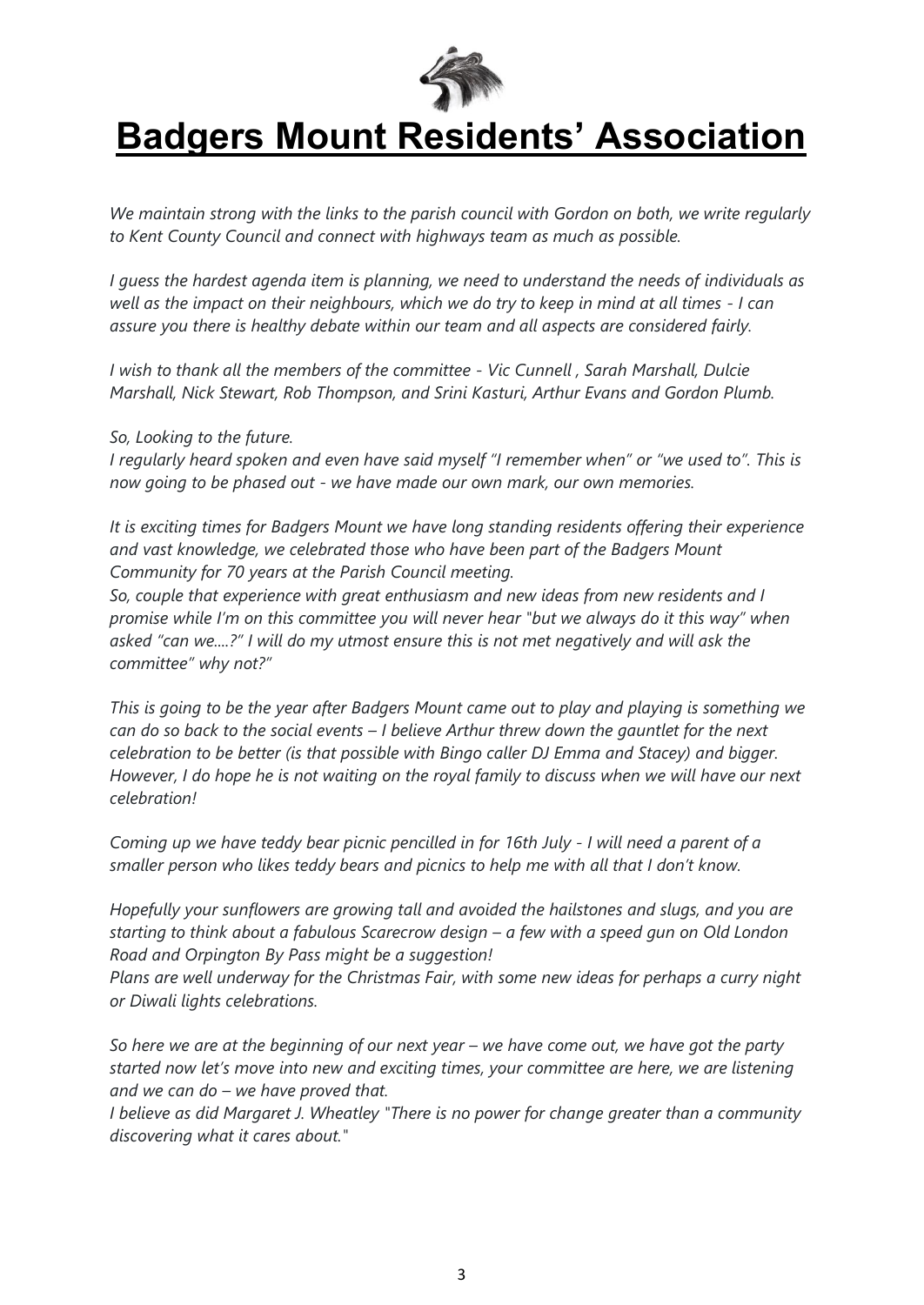# Badgers Mount Residents' Association

*We maintain strong with the links to the parish council with Gordon on both, we write regularly to Kent County Council and connect with highways team as much as possible.*

*I guess the hardest agenda item is planning, we need to understand the needs of individuals as well as the impact on their neighbours, which we do try to keep in mind at all times - I can assure you there is healthy debate within our team and all aspects are considered fairly.*

*I wish to thank all the members of the committee - Vic Cunnell , Sarah Marshall, Dulcie Marshall, Nick Stewart, Rob Thompson, and Srini Kasturi, Arthur Evans and Gordon Plumb.*

*So, Looking to the future.*
*I regularly heard spoken and even have said myself "I remember when" or "we used to". This is now going to be phased out - we have made our own mark, our own memories.*

*It is exciting times for Badgers Mount we have long standing residents offering their experience and vast knowledge, we celebrated those who have been part of the Badgers Mount Community for 70 years at the Parish Council meeting.*
*So, couple that experience with great enthusiasm and new ideas from new residents and I promise while I'm on this committee you will never hear "but we always do it this way" when asked "can we....?" I will do my utmost ensure this is not met negatively and will ask the committee" why not?"*

*This is going to be the year after Badgers Mount came out to play and playing is something we can do so back to the social events – I believe Arthur threw down the gauntlet for the next celebration to be better (is that possible with Bingo caller DJ Emma and Stacey) and bigger. However, I do hope he is not waiting on the royal family to discuss when we will have our next celebration!*

*Coming up we have teddy bear picnic pencilled in for 16th July - I will need a parent of a smaller person who likes teddy bears and picnics to help me with all that I don't know.*

*Hopefully your sunflowers are growing tall and avoided the hailstones and slugs, and you are starting to think about a fabulous Scarecrow design – a few with a speed gun on Old London Road and Orpington By Pass might be a suggestion!*
*Plans are well underway for the Christmas Fair, with some new ideas for perhaps a curry night or Diwali lights celebrations.*

*So here we are at the beginning of our next year – we have come out, we have got the party started now let's move into new and exciting times, your committee are here, we are listening and we can do – we have proved that.*
*I believe as did Margaret J. Wheatley "There is no power for change greater than a community discovering what it cares about."*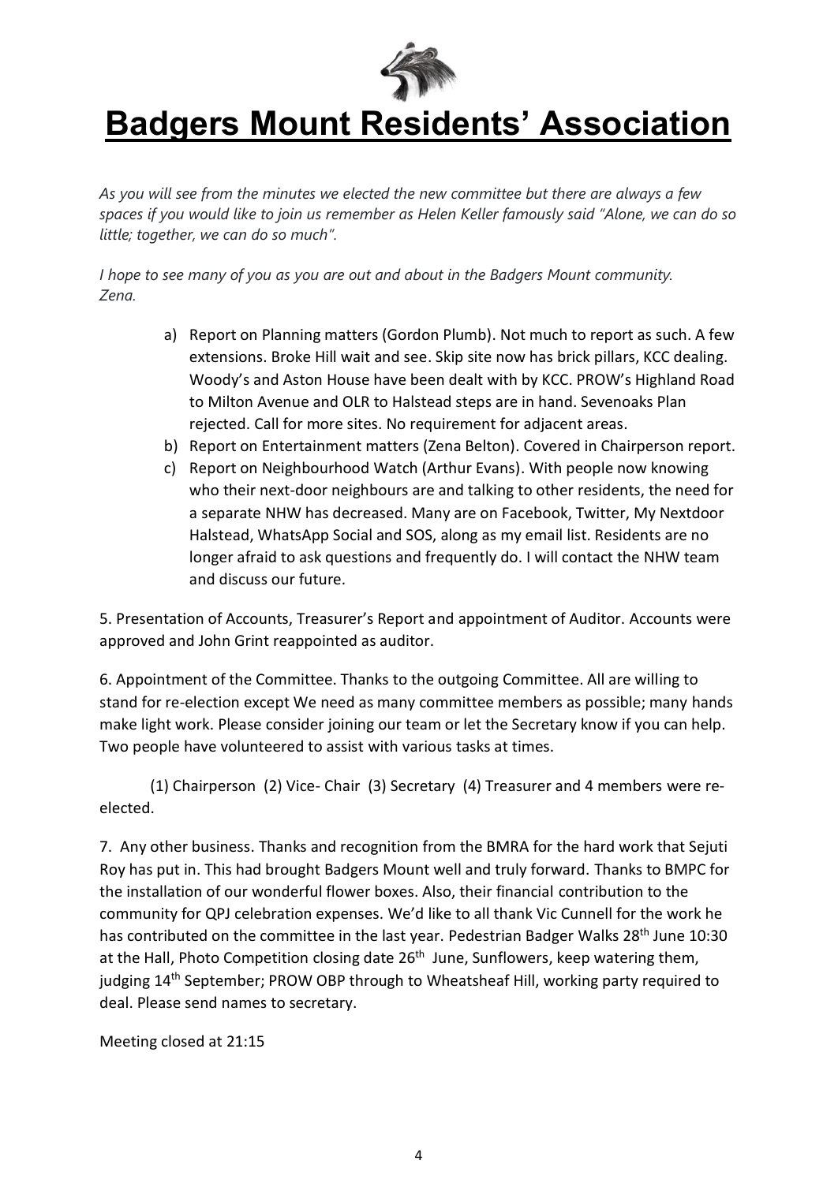# Badgers Mount Residents' Association

*As you will see from the minutes we elected the new committee but there are always a few spaces if you would like to join us remember as Helen Keller famously said "Alone, we can do so little; together, we can do so much".*

*I hope to see many of you as you are out and about in the Badgers Mount community. Zena.*

a) Report on Planning matters (Gordon Plumb). Not much to report as such. A few extensions. Broke Hill wait and see. Skip site now has brick pillars, KCC dealing. Woody's and Aston House have been dealt with by KCC. PROW's Highland Road to Milton Avenue and OLR to Halstead steps are in hand. Sevenoaks Plan rejected. Call for more sites. No requirement for adjacent areas.

b) Report on Entertainment matters (Zena Belton). Covered in Chairperson report.

c) Report on Neighbourhood Watch (Arthur Evans). With people now knowing who their next-door neighbours are and talking to other residents, the need for a separate NHW has decreased. Many are on Facebook, Twitter, My Nextdoor Halstead, WhatsApp Social and SOS, along as my email list. Residents are no longer afraid to ask questions and frequently do. I will contact the NHW team and discuss our future.

5. Presentation of Accounts, Treasurer's Report and appointment of Auditor. Accounts were approved and John Grint reappointed as auditor.

6. Appointment of the Committee. Thanks to the outgoing Committee. All are willing to stand for re-election except We need as many committee members as possible; many hands make light work. Please consider joining our team or let the Secretary know if you can help. Two people have volunteered to assist with various tasks at times.

(1) Chairperson (2) Vice- Chair (3) Secretary (4) Treasurer and 4 members were re-elected.

7. Any other business. Thanks and recognition from the BMRA for the hard work that Sejuti Roy has put in. This had brought Badgers Mount well and truly forward. Thanks to BMPC for the installation of our wonderful flower boxes. Also, their financial contribution to the community for QPJ celebration expenses. We'd like to all thank Vic Cunnell for the work he has contributed on the committee in the last year. Pedestrian Badger Walks 28th June 10:30 at the Hall, Photo Competition closing date 26th June, Sunflowers, keep watering them, judging 14th September; PROW OBP through to Wheatsheaf Hill, working party required to deal. Please send names to secretary.

Meeting closed at 21:15